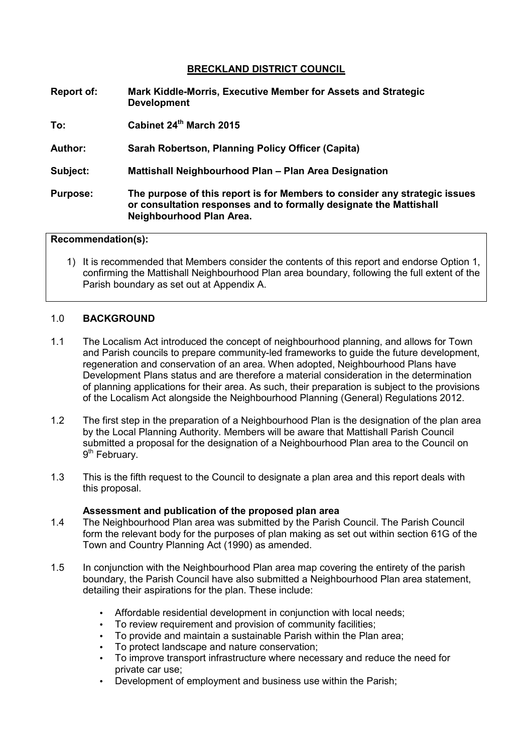# BRECKLAND DISTRICT COUNCIL

**Report of:** **Mark Kiddle-Morris, Executive Member for Assets and Strategic Development**

**To:** **Cabinet 24th March 2015**

**Author:** **Sarah Robertson, Planning Policy Officer (Capita)**

**Subject:** **Mattishall Neighbourhood Plan – Plan Area Designation**

**Purpose:** **The purpose of this report is for Members to consider any strategic issues or consultation responses and to formally designate the Mattishall Neighbourhood Plan Area.**

**Recommendation(s):**

1) It is recommended that Members consider the contents of this report and endorse Option 1, confirming the Mattishall Neighbourhood Plan area boundary, following the full extent of the Parish boundary as set out at Appendix A.

## 1.0 BACKGROUND

1.1 The Localism Act introduced the concept of neighbourhood planning, and allows for Town and Parish councils to prepare community-led frameworks to guide the future development, regeneration and conservation of an area. When adopted, Neighbourhood Plans have Development Plans status and are therefore a material consideration in the determination of planning applications for their area. As such, their preparation is subject to the provisions of the Localism Act alongside the Neighbourhood Planning (General) Regulations 2012.

1.2 The first step in the preparation of a Neighbourhood Plan is the designation of the plan area by the Local Planning Authority. Members will be aware that Mattishall Parish Council submitted a proposal for the designation of a Neighbourhood Plan area to the Council on 9th February.

1.3 This is the fifth request to the Council to designate a plan area and this report deals with this proposal.

### Assessment and publication of the proposed plan area

1.4 The Neighbourhood Plan area was submitted by the Parish Council. The Parish Council form the relevant body for the purposes of plan making as set out within section 61G of the Town and Country Planning Act (1990) as amended.

1.5 In conjunction with the Neighbourhood Plan area map covering the entirety of the parish boundary, the Parish Council have also submitted a Neighbourhood Plan area statement, detailing their aspirations for the plan. These include:

- Affordable residential development in conjunction with local needs;
- To review requirement and provision of community facilities;
- To provide and maintain a sustainable Parish within the Plan area;
- To protect landscape and nature conservation;
- To improve transport infrastructure where necessary and reduce the need for private car use;
- Development of employment and business use within the Parish;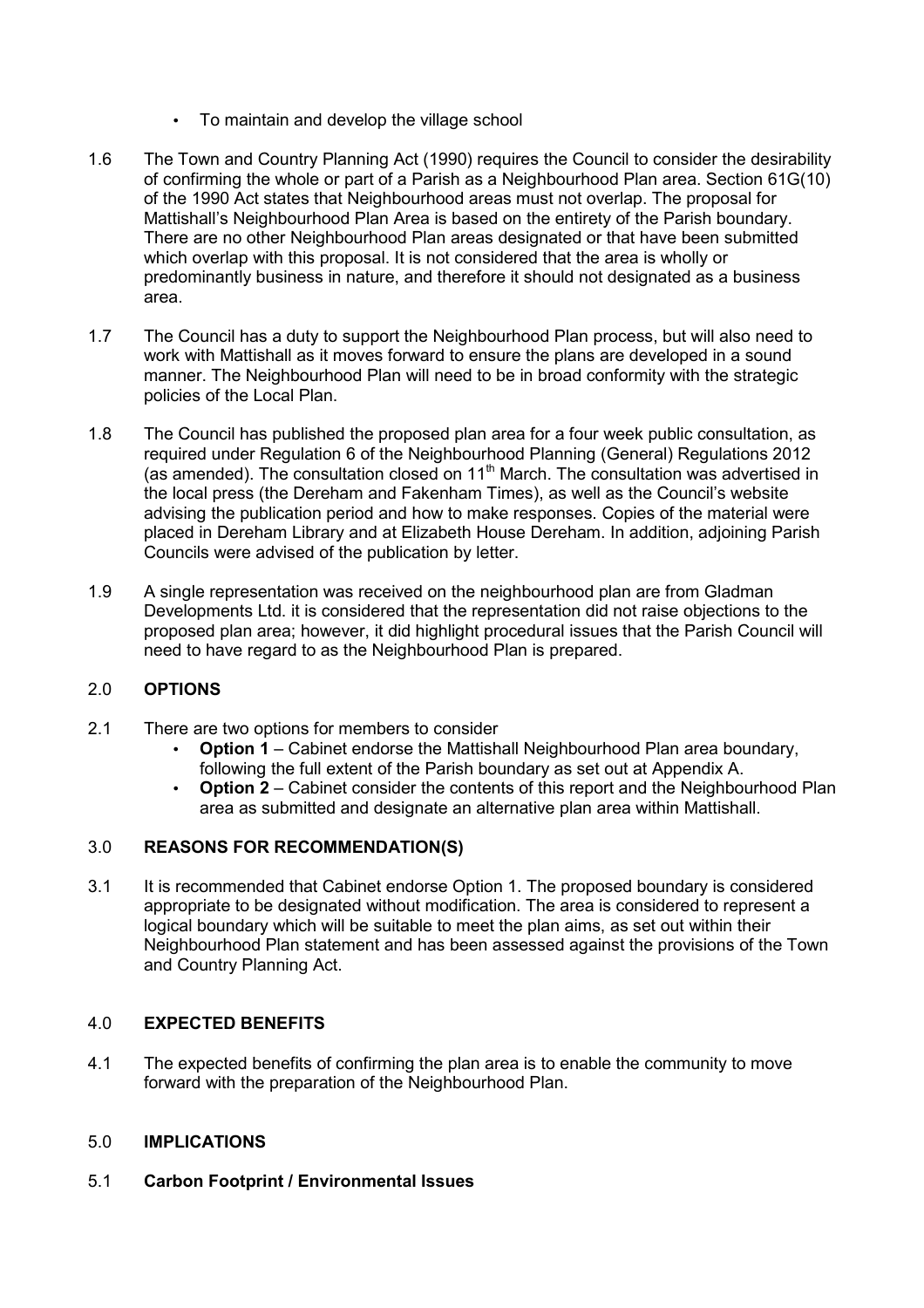- To maintain and develop the village school

1.6 The Town and Country Planning Act (1990) requires the Council to consider the desirability of confirming the whole or part of a Parish as a Neighbourhood Plan area. Section 61G(10) of the 1990 Act states that Neighbourhood areas must not overlap. The proposal for Mattishall's Neighbourhood Plan Area is based on the entirety of the Parish boundary. There are no other Neighbourhood Plan areas designated or that have been submitted which overlap with this proposal. It is not considered that the area is wholly or predominantly business in nature, and therefore it should not designated as a business area.

1.7 The Council has a duty to support the Neighbourhood Plan process, but will also need to work with Mattishall as it moves forward to ensure the plans are developed in a sound manner. The Neighbourhood Plan will need to be in broad conformity with the strategic policies of the Local Plan.

1.8 The Council has published the proposed plan area for a four week public consultation, as required under Regulation 6 of the Neighbourhood Planning (General) Regulations 2012 (as amended). The consultation closed on 11th March. The consultation was advertised in the local press (the Dereham and Fakenham Times), as well as the Council's website advising the publication period and how to make responses. Copies of the material were placed in Dereham Library and at Elizabeth House Dereham. In addition, adjoining Parish Councils were advised of the publication by letter.

1.9 A single representation was received on the neighbourhood plan are from Gladman Developments Ltd. it is considered that the representation did not raise objections to the proposed plan area; however, it did highlight procedural issues that the Parish Council will need to have regard to as the Neighbourhood Plan is prepared.

## 2.0 OPTIONS

2.1 There are two options for members to consider

- **Option 1** – Cabinet endorse the Mattishall Neighbourhood Plan area boundary, following the full extent of the Parish boundary as set out at Appendix A.
- **Option 2** – Cabinet consider the contents of this report and the Neighbourhood Plan area as submitted and designate an alternative plan area within Mattishall.

## 3.0 REASONS FOR RECOMMENDATION(S)

3.1 It is recommended that Cabinet endorse Option 1. The proposed boundary is considered appropriate to be designated without modification. The area is considered to represent a logical boundary which will be suitable to meet the plan aims, as set out within their Neighbourhood Plan statement and has been assessed against the provisions of the Town and Country Planning Act.

## 4.0 EXPECTED BENEFITS

4.1 The expected benefits of confirming the plan area is to enable the community to move forward with the preparation of the Neighbourhood Plan.

## 5.0 IMPLICATIONS

### 5.1 Carbon Footprint / Environmental Issues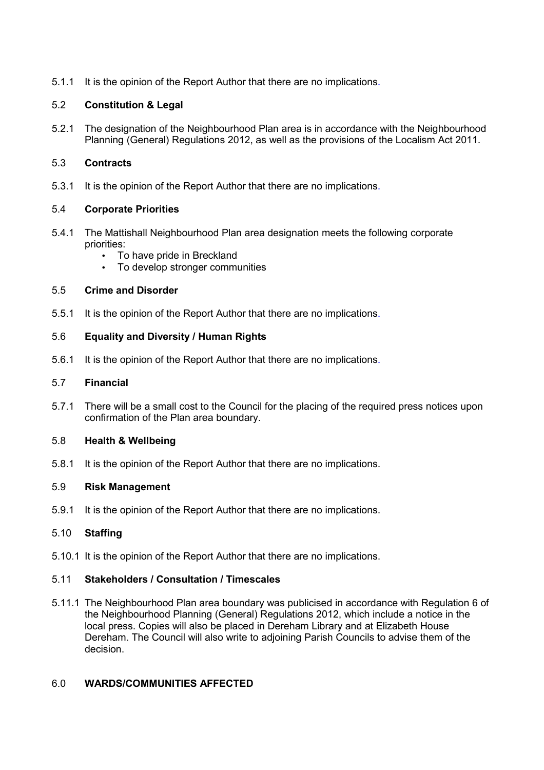5.1.1 It is the opinion of the Report Author that there are no implications.

### 5.2 Constitution & Legal

5.2.1 The designation of the Neighbourhood Plan area is in accordance with the Neighbourhood Planning (General) Regulations 2012, as well as the provisions of the Localism Act 2011.

### 5.3 Contracts

5.3.1 It is the opinion of the Report Author that there are no implications.

### 5.4 Corporate Priorities

5.4.1 The Mattishall Neighbourhood Plan area designation meets the following corporate priorities:

- To have pride in Breckland
- To develop stronger communities

### 5.5 Crime and Disorder

5.5.1 It is the opinion of the Report Author that there are no implications.

### 5.6 Equality and Diversity / Human Rights

5.6.1 It is the opinion of the Report Author that there are no implications.

### 5.7 Financial

5.7.1 There will be a small cost to the Council for the placing of the required press notices upon confirmation of the Plan area boundary.

### 5.8 Health & Wellbeing

5.8.1 It is the opinion of the Report Author that there are no implications.

### 5.9 Risk Management

5.9.1 It is the opinion of the Report Author that there are no implications.

### 5.10 Staffing

5.10.1 It is the opinion of the Report Author that there are no implications.

### 5.11 Stakeholders / Consultation / Timescales

5.11.1 The Neighbourhood Plan area boundary was publicised in accordance with Regulation 6 of the Neighbourhood Planning (General) Regulations 2012, which include a notice in the local press. Copies will also be placed in Dereham Library and at Elizabeth House Dereham. The Council will also write to adjoining Parish Councils to advise them of the decision.

## 6.0 WARDS/COMMUNITIES AFFECTED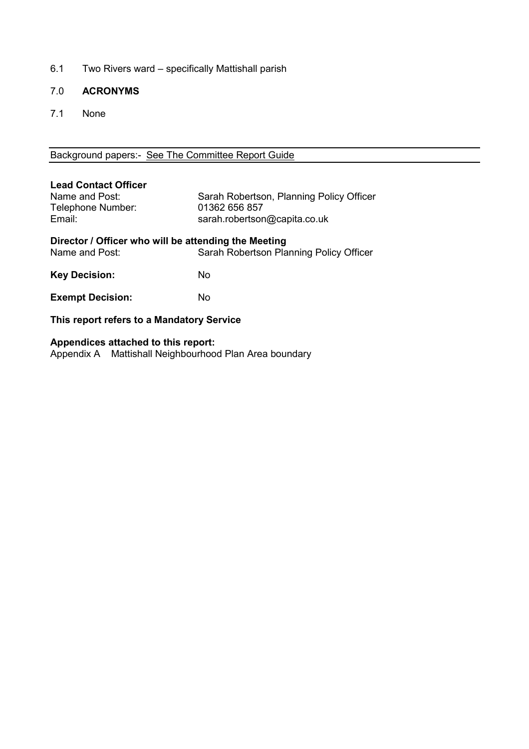6.1 Two Rivers ward – specifically Mattishall parish

## 7.0 **ACRONYMS**

7.1 None

Background papers:- See The Committee Report Guide

**Lead Contact Officer**

| | |
|---|---|
| Name and Post: | Sarah Robertson, Planning Policy Officer |
| Telephone Number: | 01362 656 857 |
| Email: | sarah.robertson@capita.co.uk |

**Director / Officer who will be attending the Meeting**

| | |
|---|---|
| Name and Post: | Sarah Robertson Planning Policy Officer |

| | |
|---|---|
| **Key Decision:** | No |
| **Exempt Decision:** | No |

**This report refers to a Mandatory Service**

**Appendices attached to this report:**

Appendix A Mattishall Neighbourhood Plan Area boundary